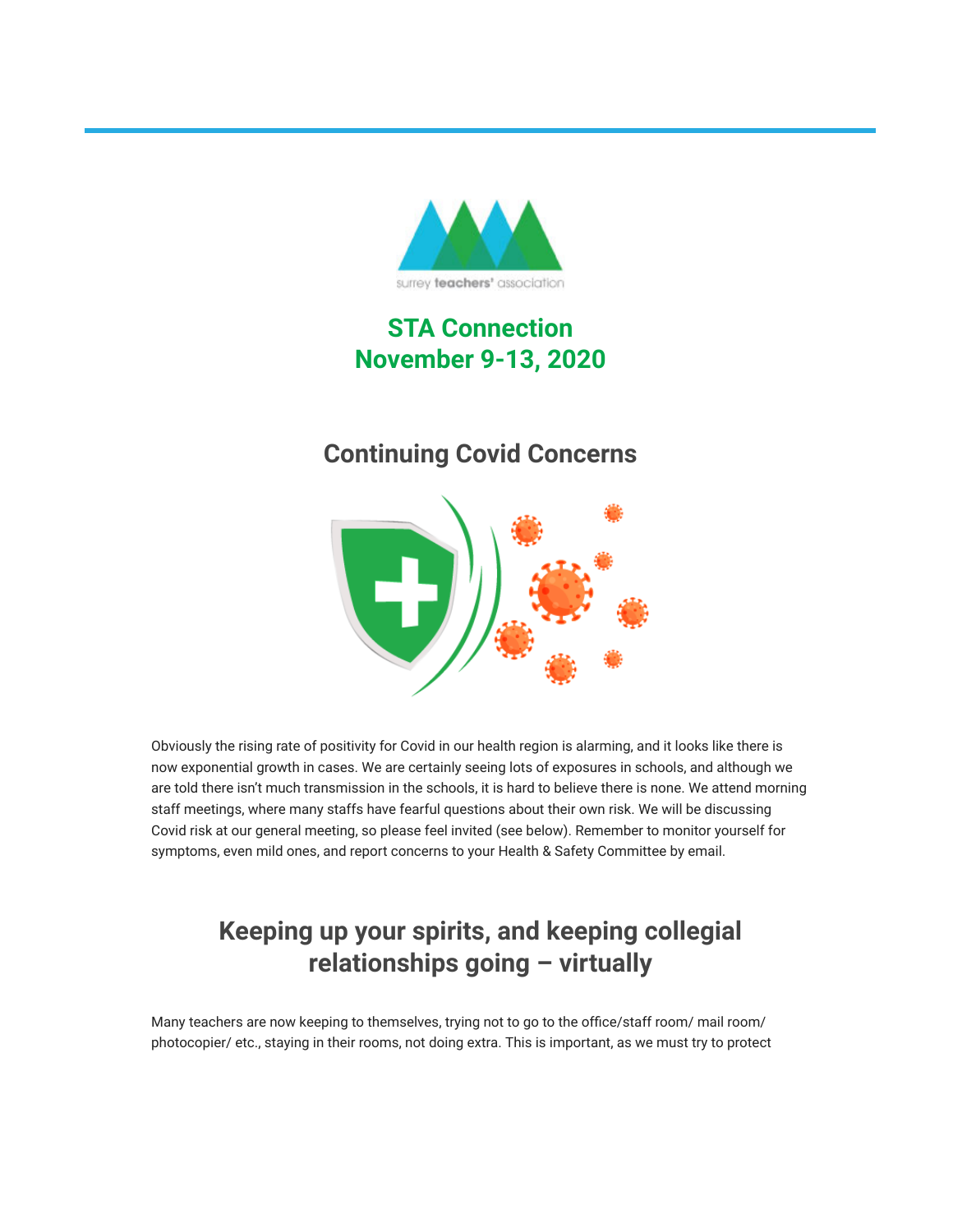surrey teachers' association

# STA Connection
# November 9-13, 2020

## Continuing Covid Concerns

Obviously the rising rate of positivity for Covid in our health region is alarming, and it looks like there is now exponential growth in cases. We are certainly seeing lots of exposures in schools, and although we are told there isn't much transmission in the schools, it is hard to believe there is none. We attend morning staff meetings, where many staffs have fearful questions about their own risk. We will be discussing Covid risk at our general meeting, so please feel invited (see below). Remember to monitor yourself for symptoms, even mild ones, and report concerns to your Health & Safety Committee by email.

## Keeping up your spirits, and keeping collegial relationships going – virtually

Many teachers are now keeping to themselves, trying not to go to the office/staff room/ mail room/ photocopier/ etc., staying in their rooms, not doing extra. This is important, as we must try to protect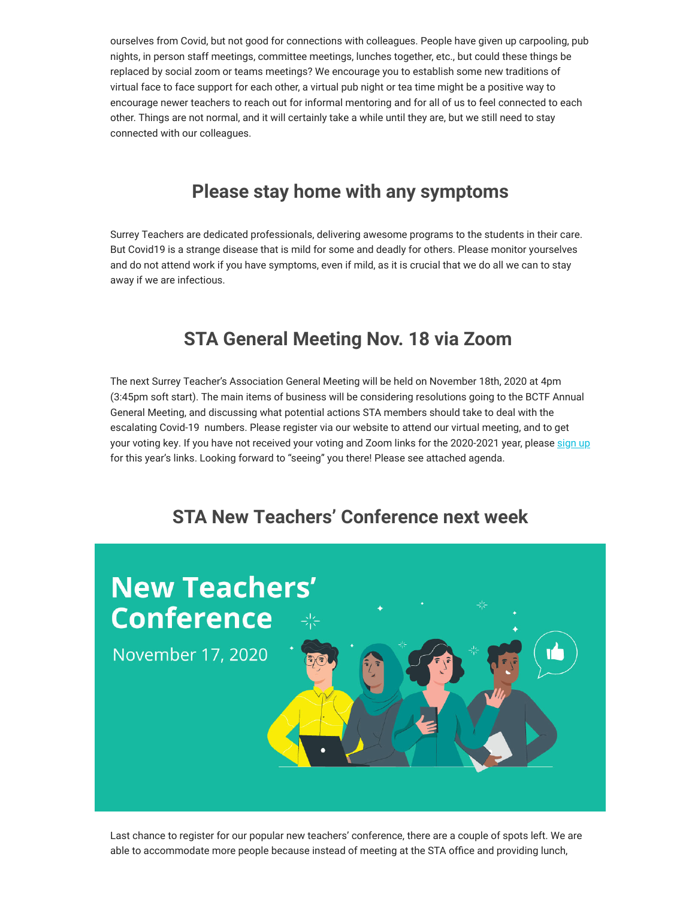ourselves from Covid, but not good for connections with colleagues. People have given up carpooling, pub nights, in person staff meetings, committee meetings, lunches together, etc., but could these things be replaced by social zoom or teams meetings? We encourage you to establish some new traditions of virtual face to face support for each other, a virtual pub night or tea time might be a positive way to encourage newer teachers to reach out for informal mentoring and for all of us to feel connected to each other. Things are not normal, and it will certainly take a while until they are, but we still need to stay connected with our colleagues.

## Please stay home with any symptoms

Surrey Teachers are dedicated professionals, delivering awesome programs to the students in their care. But Covid19 is a strange disease that is mild for some and deadly for others. Please monitor yourselves and do not attend work if you have symptoms, even if mild, as it is crucial that we do all we can to stay away if we are infectious.

## STA General Meeting Nov. 18 via Zoom

The next Surrey Teacher's Association General Meeting will be held on November 18th, 2020 at 4pm (3:45pm soft start). The main items of business will be considering resolutions going to the BCTF Annual General Meeting, and discussing what potential actions STA members should take to deal with the escalating Covid-19 numbers. Please register via our website to attend our virtual meeting, and to get your voting key. If you have not received your voting and Zoom links for the 2020-2021 year, please sign up for this year's links. Looking forward to "seeing" you there! Please see attached agenda.

## STA New Teachers' Conference next week

New Teachers' Conference

November 17, 2020

Last chance to register for our popular new teachers' conference, there are a couple of spots left. We are able to accommodate more people because instead of meeting at the STA office and providing lunch,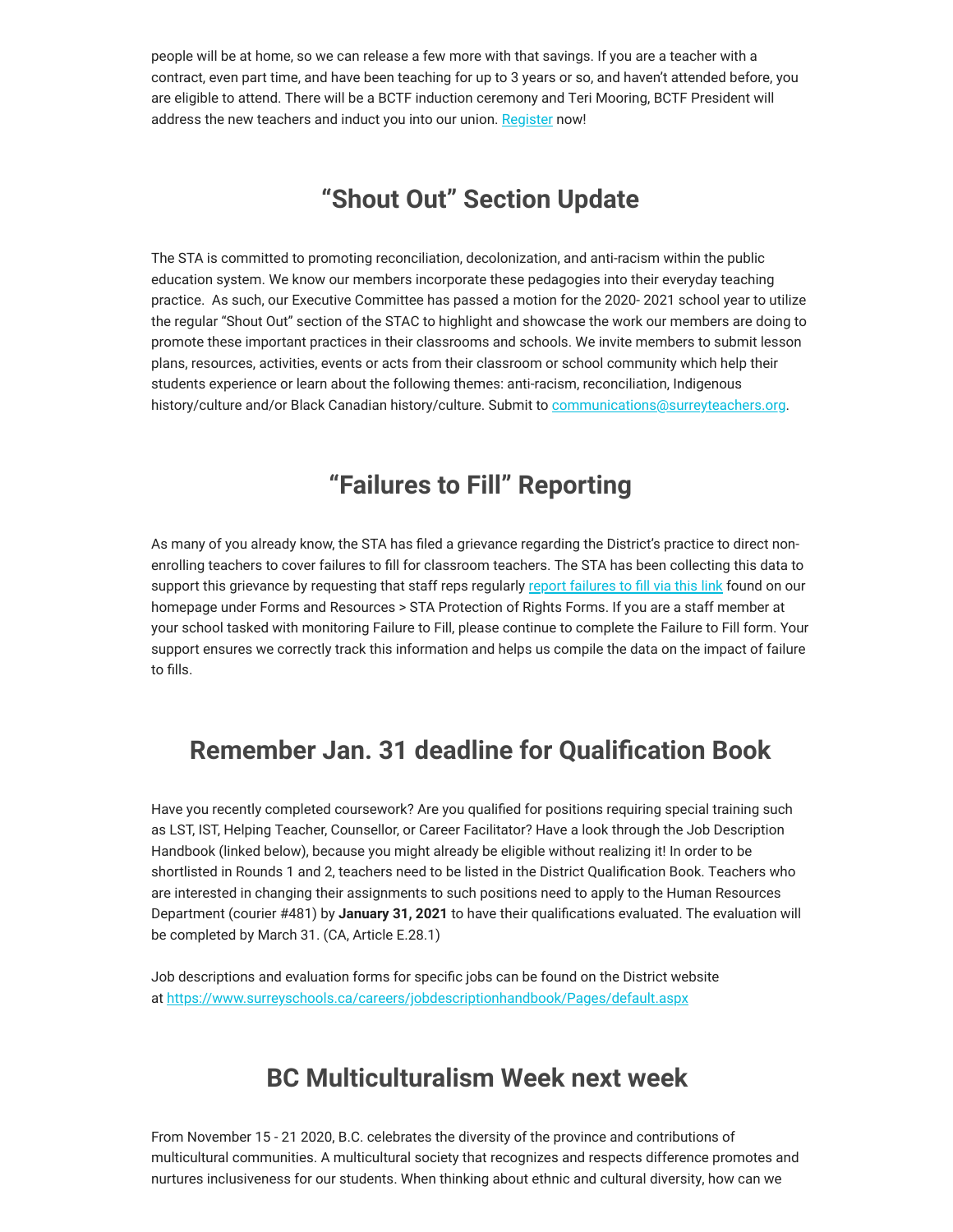people will be at home, so we can release a few more with that savings. If you are a teacher with a contract, even part time, and have been teaching for up to 3 years or so, and haven't attended before, you are eligible to attend. There will be a BCTF induction ceremony and Teri Mooring, BCTF President will address the new teachers and induct you into our union. [Register](#) now!

## "Shout Out" Section Update

The STA is committed to promoting reconciliation, decolonization, and anti-racism within the public education system. We know our members incorporate these pedagogies into their everyday teaching practice. As such, our Executive Committee has passed a motion for the 2020- 2021 school year to utilize the regular "Shout Out" section of the STAC to highlight and showcase the work our members are doing to promote these important practices in their classrooms and schools. We invite members to submit lesson plans, resources, activities, events or acts from their classroom or school community which help their students experience or learn about the following themes: anti-racism, reconciliation, Indigenous history/culture and/or Black Canadian history/culture. Submit to communications@surreyteachers.org.

## "Failures to Fill" Reporting

As many of you already know, the STA has filed a grievance regarding the District's practice to direct non-enrolling teachers to cover failures to fill for classroom teachers. The STA has been collecting this data to support this grievance by requesting that staff reps regularly [report failures to fill via this link](#) found on our homepage under Forms and Resources > STA Protection of Rights Forms. If you are a staff member at your school tasked with monitoring Failure to Fill, please continue to complete the Failure to Fill form. Your support ensures we correctly track this information and helps us compile the data on the impact of failure to fills.

## Remember Jan. 31 deadline for Qualification Book

Have you recently completed coursework? Are you qualified for positions requiring special training such as LST, IST, Helping Teacher, Counsellor, or Career Facilitator? Have a look through the Job Description Handbook (linked below), because you might already be eligible without realizing it! In order to be shortlisted in Rounds 1 and 2, teachers need to be listed in the District Qualification Book. Teachers who are interested in changing their assignments to such positions need to apply to the Human Resources Department (courier #481) by **January 31, 2021** to have their qualifications evaluated. The evaluation will be completed by March 31. (CA, Article E.28.1)

Job descriptions and evaluation forms for specific jobs can be found on the District website at https://www.surreyschools.ca/careers/jobdescriptionhandbook/Pages/default.aspx

## BC Multiculturalism Week next week

From November 15 - 21 2020, B.C. celebrates the diversity of the province and contributions of multicultural communities. A multicultural society that recognizes and respects difference promotes and nurtures inclusiveness for our students. When thinking about ethnic and cultural diversity, how can we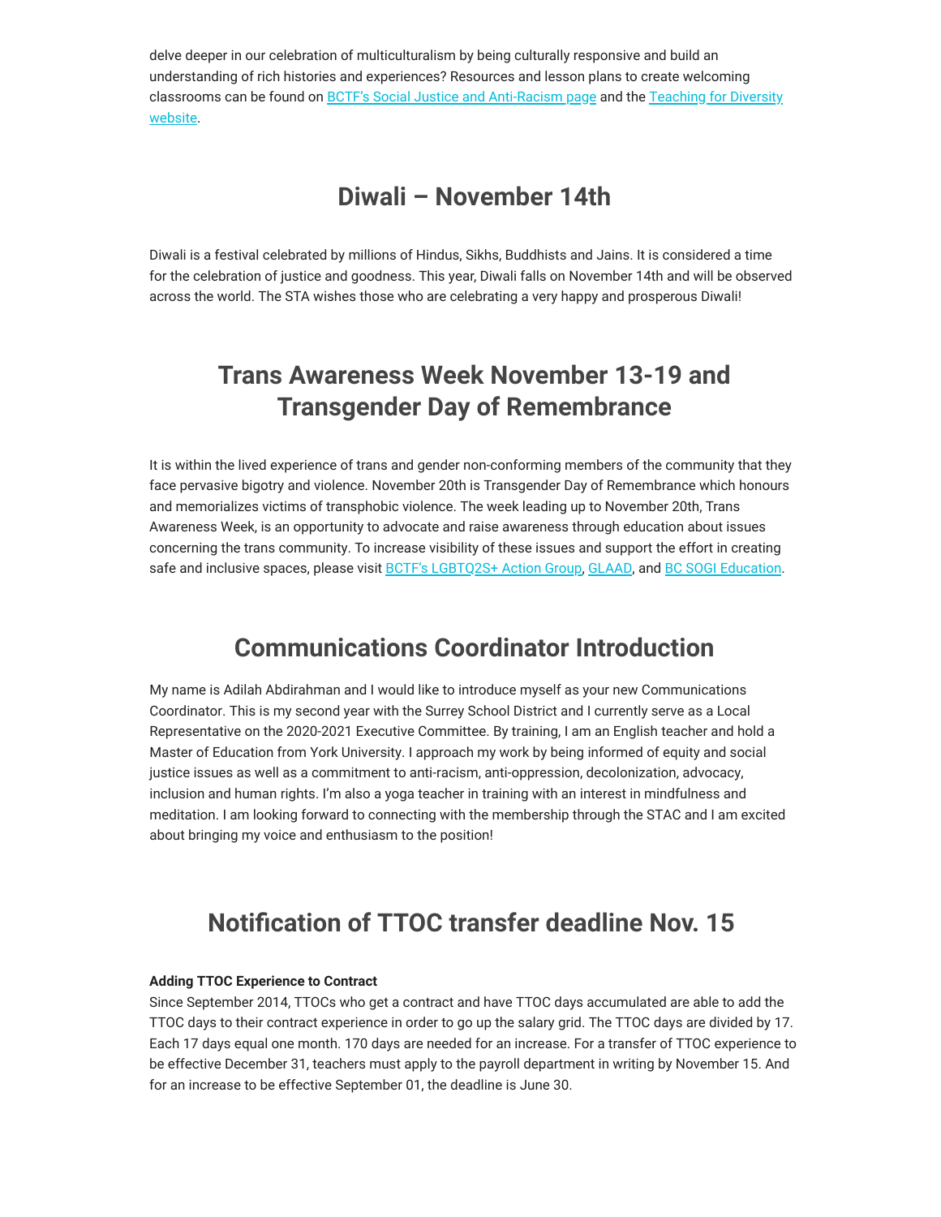delve deeper in our celebration of multiculturalism by being culturally responsive and build an understanding of rich histories and experiences? Resources and lesson plans to create welcoming classrooms can be found on [BCTF's Social Justice and Anti-Racism page]() and the [Teaching for Diversity website]().

## Diwali – November 14th

Diwali is a festival celebrated by millions of Hindus, Sikhs, Buddhists and Jains. It is considered a time for the celebration of justice and goodness. This year, Diwali falls on November 14th and will be observed across the world. The STA wishes those who are celebrating a very happy and prosperous Diwali!

## Trans Awareness Week November 13-19 and Transgender Day of Remembrance

It is within the lived experience of trans and gender non-conforming members of the community that they face pervasive bigotry and violence. November 20th is Transgender Day of Remembrance which honours and memorializes victims of transphobic violence. The week leading up to November 20th, Trans Awareness Week, is an opportunity to advocate and raise awareness through education about issues concerning the trans community. To increase visibility of these issues and support the effort in creating safe and inclusive spaces, please visit [BCTF's LGBTQ2S+ Action Group](), [GLAAD](), and [BC SOGI Education]().

## Communications Coordinator Introduction

My name is Adilah Abdirahman and I would like to introduce myself as your new Communications Coordinator. This is my second year with the Surrey School District and I currently serve as a Local Representative on the 2020-2021 Executive Committee. By training, I am an English teacher and hold a Master of Education from York University. I approach my work by being informed of equity and social justice issues as well as a commitment to anti-racism, anti-oppression, decolonization, advocacy, inclusion and human rights. I'm also a yoga teacher in training with an interest in mindfulness and meditation. I am looking forward to connecting with the membership through the STAC and I am excited about bringing my voice and enthusiasm to the position!

## Notification of TTOC transfer deadline Nov. 15

**Adding TTOC Experience to Contract**
Since September 2014, TTOCs who get a contract and have TTOC days accumulated are able to add the TTOC days to their contract experience in order to go up the salary grid. The TTOC days are divided by 17. Each 17 days equal one month. 170 days are needed for an increase. For a transfer of TTOC experience to be effective December 31, teachers must apply to the payroll department in writing by November 15. And for an increase to be effective September 01, the deadline is June 30.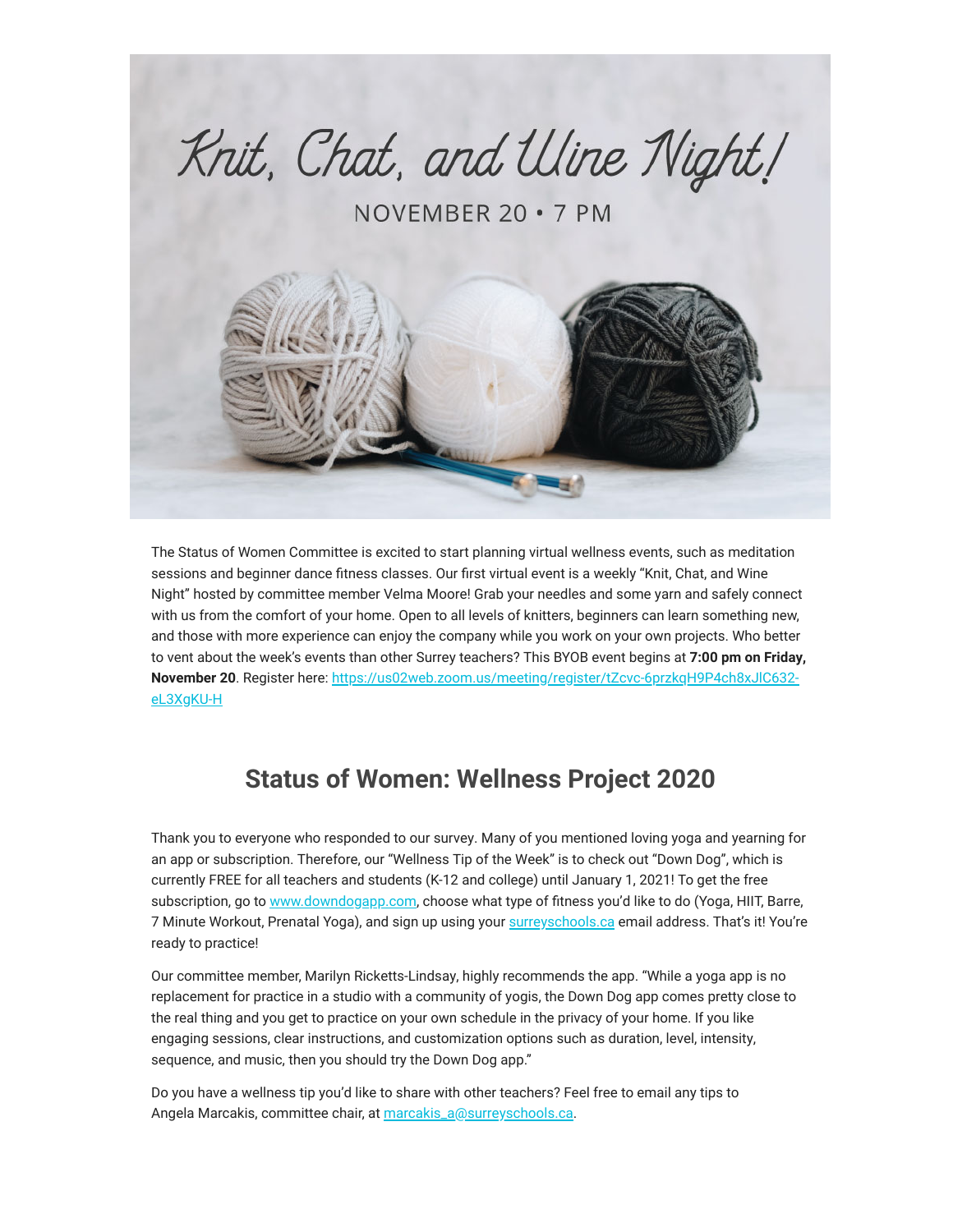Knit, Chat, and Wine Night!

NOVEMBER 20 • 7 PM

The Status of Women Committee is excited to start planning virtual wellness events, such as meditation sessions and beginner dance fitness classes. Our first virtual event is a weekly "Knit, Chat, and Wine Night" hosted by committee member Velma Moore! Grab your needles and some yarn and safely connect with us from the comfort of your home. Open to all levels of knitters, beginners can learn something new, and those with more experience can enjoy the company while you work on your own projects. Who better to vent about the week's events than other Surrey teachers? This BYOB event begins at **7:00 pm on Friday, November 20**. Register here: https://us02web.zoom.us/meeting/register/tZcvc-6przkqH9P4ch8xJlC632-eL3XgKU-H

## Status of Women: Wellness Project 2020

Thank you to everyone who responded to our survey. Many of you mentioned loving yoga and yearning for an app or subscription. Therefore, our "Wellness Tip of the Week" is to check out "Down Dog", which is currently FREE for all teachers and students (K-12 and college) until January 1, 2021! To get the free subscription, go to www.downdogapp.com, choose what type of fitness you'd like to do (Yoga, HIIT, Barre, 7 Minute Workout, Prenatal Yoga), and sign up using your surreyschools.ca email address. That's it! You're ready to practice!

Our committee member, Marilyn Ricketts-Lindsay, highly recommends the app. "While a yoga app is no replacement for practice in a studio with a community of yogis, the Down Dog app comes pretty close to the real thing and you get to practice on your own schedule in the privacy of your home. If you like engaging sessions, clear instructions, and customization options such as duration, level, intensity, sequence, and music, then you should try the Down Dog app."

Do you have a wellness tip you'd like to share with other teachers? Feel free to email any tips to Angela Marcakis, committee chair, at marcakis_a@surreyschools.ca.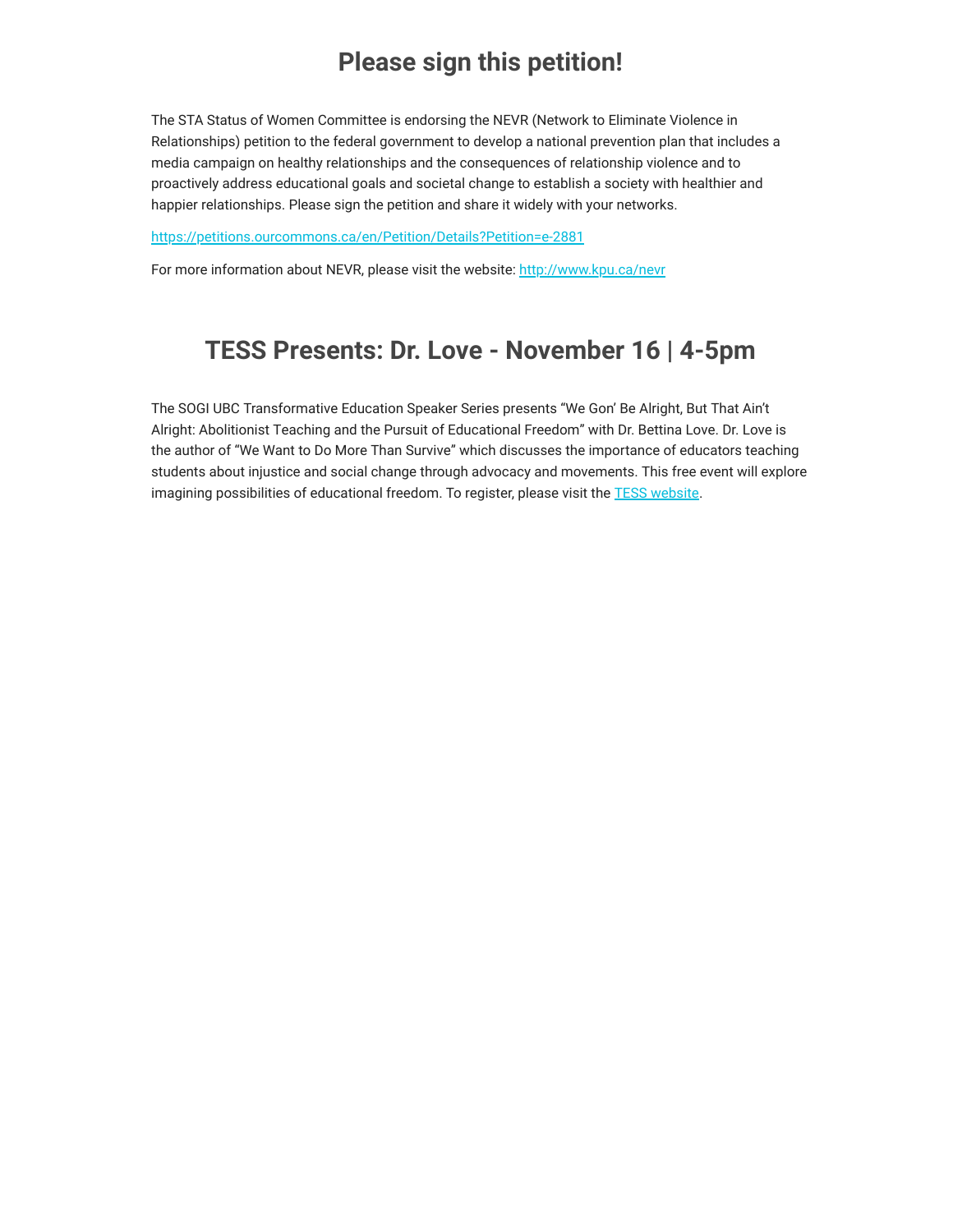## Please sign this petition!

The STA Status of Women Committee is endorsing the NEVR (Network to Eliminate Violence in Relationships) petition to the federal government to develop a national prevention plan that includes a media campaign on healthy relationships and the consequences of relationship violence and to proactively address educational goals and societal change to establish a society with healthier and happier relationships. Please sign the petition and share it widely with your networks.

https://petitions.ourcommons.ca/en/Petition/Details?Petition=e-2881

For more information about NEVR, please visit the website: http://www.kpu.ca/nevr

## TESS Presents: Dr. Love - November 16 | 4-5pm

The SOGI UBC Transformative Education Speaker Series presents "We Gon' Be Alright, But That Ain't Alright: Abolitionist Teaching and the Pursuit of Educational Freedom" with Dr. Bettina Love. Dr. Love is the author of "We Want to Do More Than Survive" which discusses the importance of educators teaching students about injustice and social change through advocacy and movements. This free event will explore imagining possibilities of educational freedom. To register, please visit the TESS website.